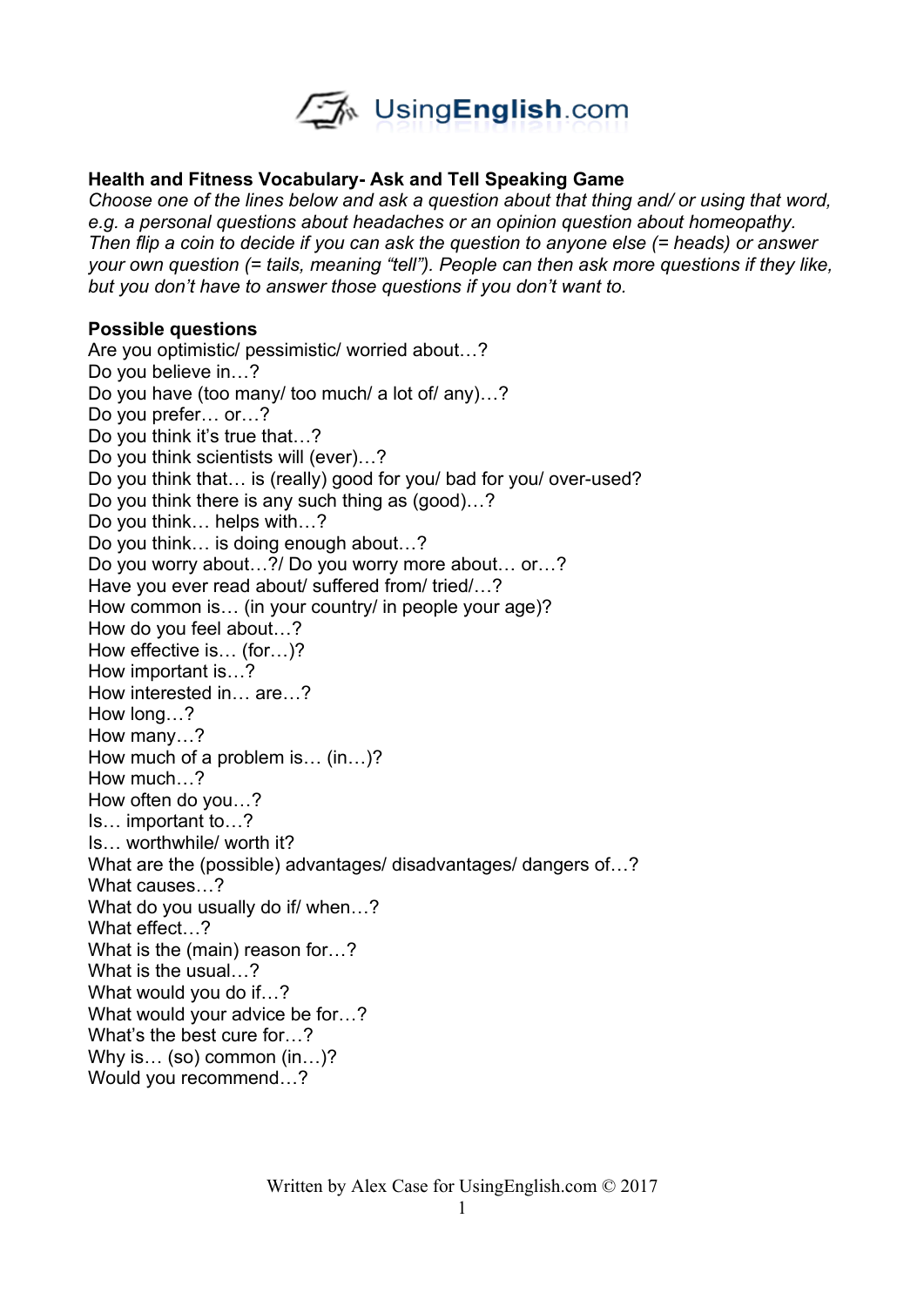## Health and Fitness Vocabulary- Ask and Tell Speaking Game

*Choose one of the lines below and ask a question about that thing and/ or using that word, e.g. a personal questions about headaches or an opinion question about homeopathy. Then flip a coin to decide if you can ask the question to anyone else (= heads) or answer your own question (= tails, meaning "tell"). People can then ask more questions if they like, but you don't have to answer those questions if you don't want to.*

**Possible questions**

Are you optimistic/ pessimistic/ worried about…?
Do you believe in…?
Do you have (too many/ too much/ a lot of/ any)…?
Do you prefer… or…?
Do you think it's true that…?
Do you think scientists will (ever)…?
Do you think that… is (really) good for you/ bad for you/ over-used?
Do you think there is any such thing as (good)…?
Do you think… helps with…?
Do you think… is doing enough about…?
Do you worry about…?/ Do you worry more about… or…?
Have you ever read about/ suffered from/ tried/…?
How common is… (in your country/ in people your age)?
How do you feel about…?
How effective is… (for…)?
How important is…?
How interested in… are…?
How long…?
How many…?
How much of a problem is… (in…)?
How much…?
How often do you…?
Is… important to…?
Is… worthwhile/ worth it?
What are the (possible) advantages/ disadvantages/ dangers of…?
What causes…?
What do you usually do if/ when…?
What effect…?
What is the (main) reason for…?
What is the usual…?
What would you do if…?
What would your advice be for…?
What's the best cure for…?
Why is… (so) common (in…)?
Would you recommend…?

Written by Alex Case for UsingEnglish.com © 2017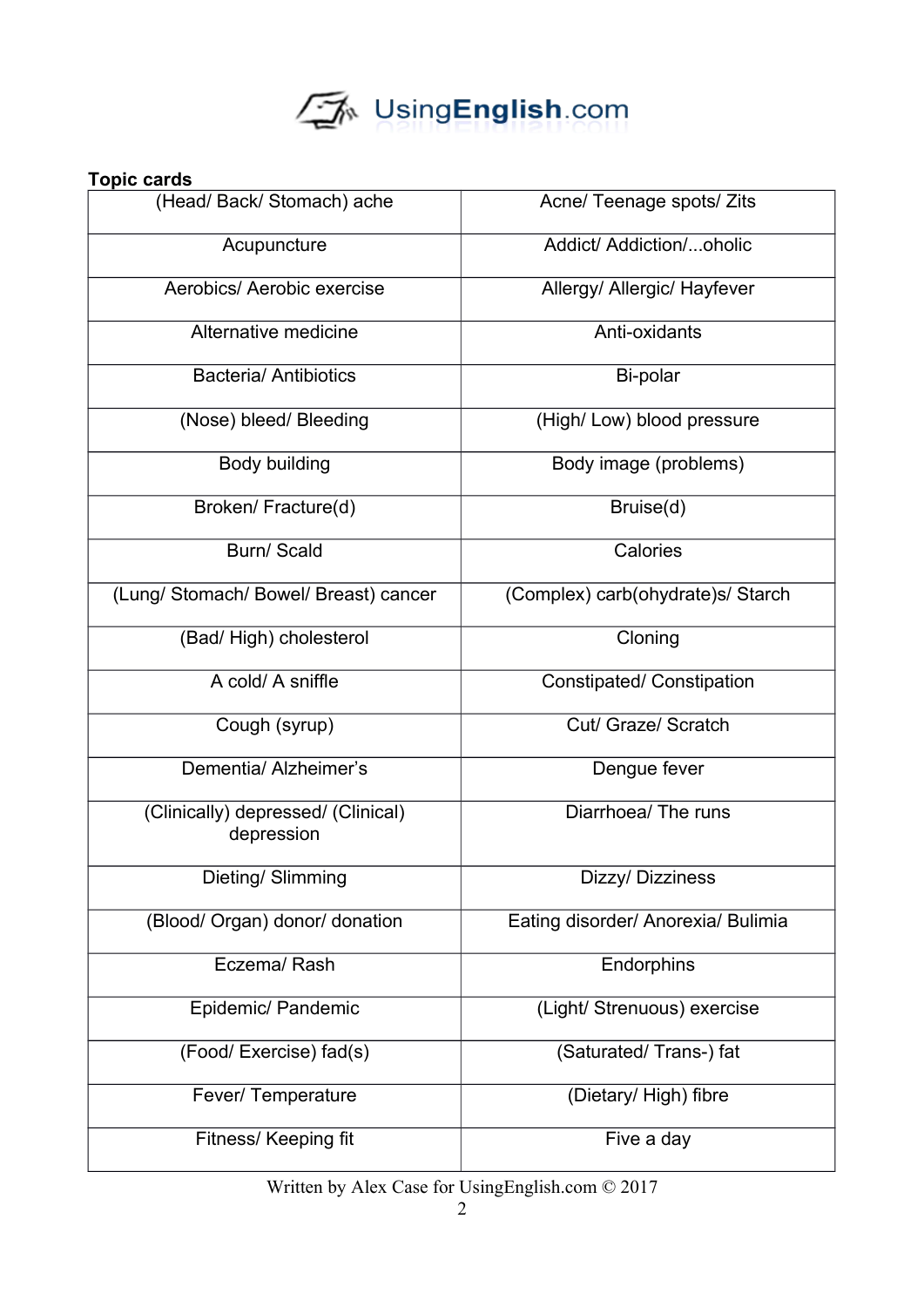**Topic cards**

| | |
|---|---|
| (Head/ Back/ Stomach) ache | Acne/ Teenage spots/ Zits |
| Acupuncture | Addict/ Addiction/...oholic |
| Aerobics/ Aerobic exercise | Allergy/ Allergic/ Hayfever |
| Alternative medicine | Anti-oxidants |
| Bacteria/ Antibiotics | Bi-polar |
| (Nose) bleed/ Bleeding | (High/ Low) blood pressure |
| Body building | Body image (problems) |
| Broken/ Fracture(d) | Bruise(d) |
| Burn/ Scald | Calories |
| (Lung/ Stomach/ Bowel/ Breast) cancer | (Complex) carb(ohydrate)s/ Starch |
| (Bad/ High) cholesterol | Cloning |
| A cold/ A sniffle | Constipated/ Constipation |
| Cough (syrup) | Cut/ Graze/ Scratch |
| Dementia/ Alzheimer's | Dengue fever |
| (Clinically) depressed/ (Clinical) depression | Diarrhoea/ The runs |
| Dieting/ Slimming | Dizzy/ Dizziness |
| (Blood/ Organ) donor/ donation | Eating disorder/ Anorexia/ Bulimia |
| Eczema/ Rash | Endorphins |
| Epidemic/ Pandemic | (Light/ Strenuous) exercise |
| (Food/ Exercise) fad(s) | (Saturated/ Trans-) fat |
| Fever/ Temperature | (Dietary/ High) fibre |
| Fitness/ Keeping fit | Five a day |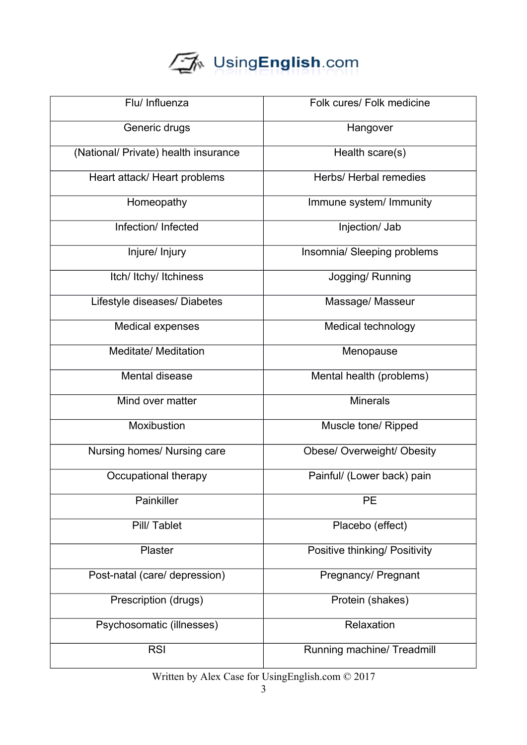| | |
|---|---|
| Flu/ Influenza | Folk cures/ Folk medicine |
| Generic drugs | Hangover |
| (National/ Private) health insurance | Health scare(s) |
| Heart attack/ Heart problems | Herbs/ Herbal remedies |
| Homeopathy | Immune system/ Immunity |
| Infection/ Infected | Injection/ Jab |
| Injure/ Injury | Insomnia/ Sleeping problems |
| Itch/ Itchy/ Itchiness | Jogging/ Running |
| Lifestyle diseases/ Diabetes | Massage/ Masseur |
| Medical expenses | Medical technology |
| Meditate/ Meditation | Menopause |
| Mental disease | Mental health (problems) |
| Mind over matter | Minerals |
| Moxibustion | Muscle tone/ Ripped |
| Nursing homes/ Nursing care | Obese/ Overweight/ Obesity |
| Occupational therapy | Painful/ (Lower back) pain |
| Painkiller | PE |
| Pill/ Tablet | Placebo (effect) |
| Plaster | Positive thinking/ Positivity |
| Post-natal (care/ depression) | Pregnancy/ Pregnant |
| Prescription (drugs) | Protein (shakes) |
| Psychosomatic (illnesses) | Relaxation |
| RSI | Running machine/ Treadmill |

Written by Alex Case for UsingEnglish.com © 2017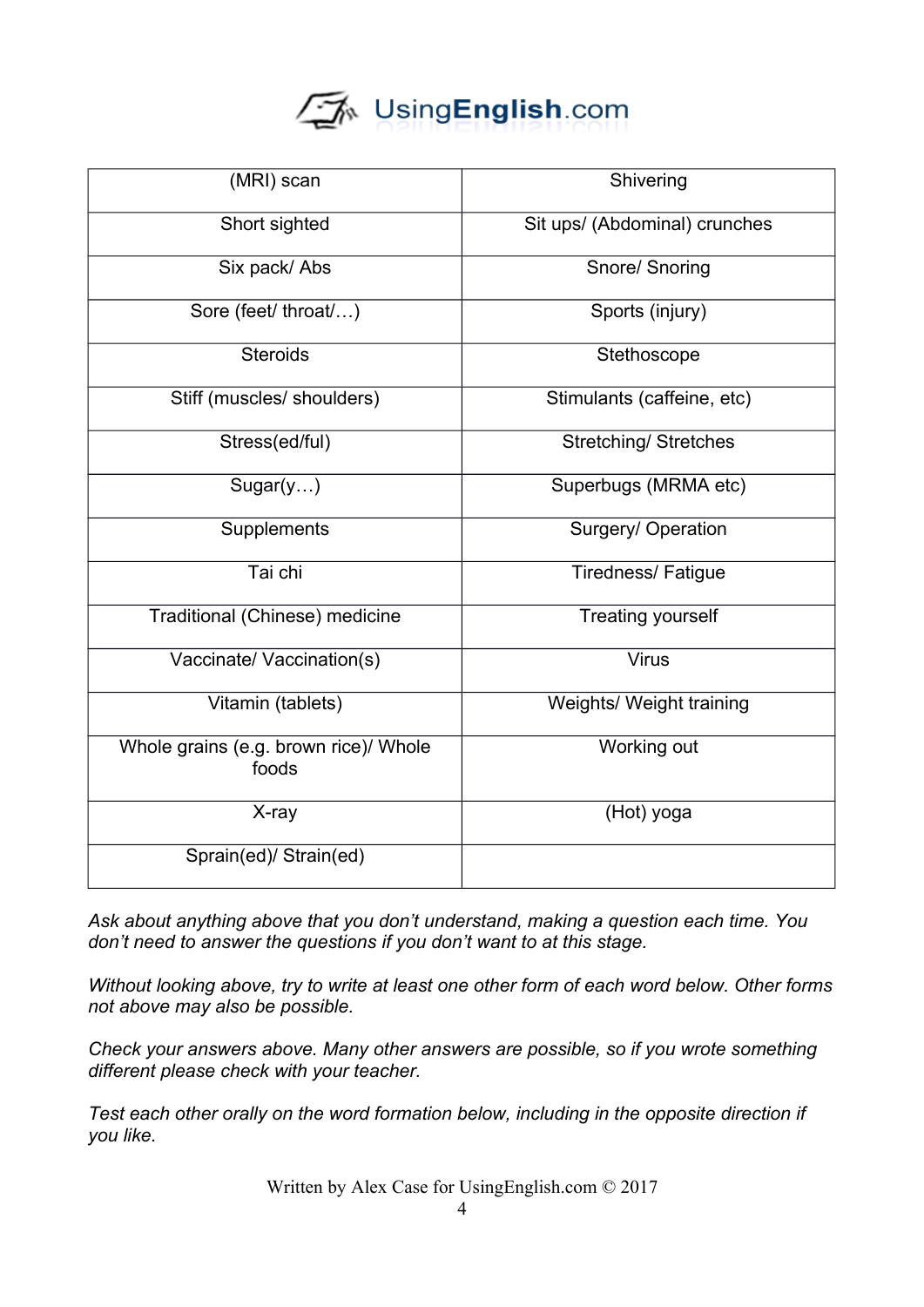| | |
|---|---|
| (MRI) scan | Shivering |
| Short sighted | Sit ups/ (Abdominal) crunches |
| Six pack/ Abs | Snore/ Snoring |
| Sore (feet/ throat/…) | Sports (injury) |
| Steroids | Stethoscope |
| Stiff (muscles/ shoulders) | Stimulants (caffeine, etc) |
| Stress(ed/ful) | Stretching/ Stretches |
| Sugar(y…) | Superbugs (MRMA etc) |
| Supplements | Surgery/ Operation |
| Tai chi | Tiredness/ Fatigue |
| Traditional (Chinese) medicine | Treating yourself |
| Vaccinate/ Vaccination(s) | Virus |
| Vitamin (tablets) | Weights/ Weight training |
| Whole grains (e.g. brown rice)/ Whole foods | Working out |
| X-ray | (Hot) yoga |
| Sprain(ed)/ Strain(ed) | |

*Ask about anything above that you don't understand, making a question each time. You don't need to answer the questions if you don't want to at this stage.*

*Without looking above, try to write at least one other form of each word below. Other forms not above may also be possible.*

*Check your answers above. Many other answers are possible, so if you wrote something different please check with your teacher.*

*Test each other orally on the word formation below, including in the opposite direction if you like.*

Written by Alex Case for UsingEnglish.com © 2017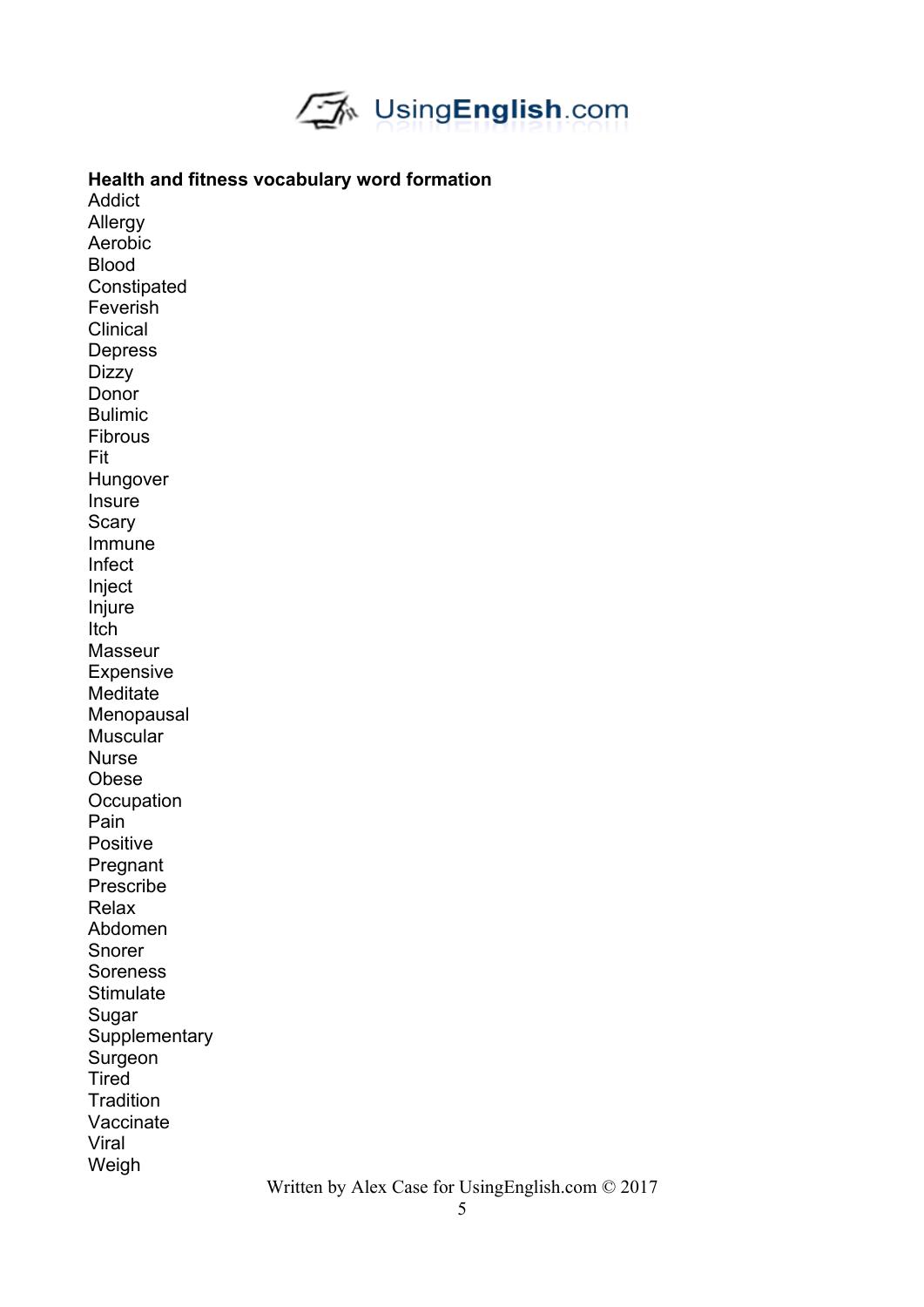**Health and fitness vocabulary word formation**

Addict
Allergy
Aerobic
Blood
Constipated
Feverish
Clinical
Depress
Dizzy
Donor
Bulimic
Fibrous
Fit
Hungover
Insure
Scary
Immune
Infect
Inject
Injure
Itch
Masseur
Expensive
Meditate
Menopausal
Muscular
Nurse
Obese
Occupation
Pain
Positive
Pregnant
Prescribe
Relax
Abdomen
Snorer
Soreness
Stimulate
Sugar
Supplementary
Surgeon
Tired
Tradition
Vaccinate
Viral
Weigh